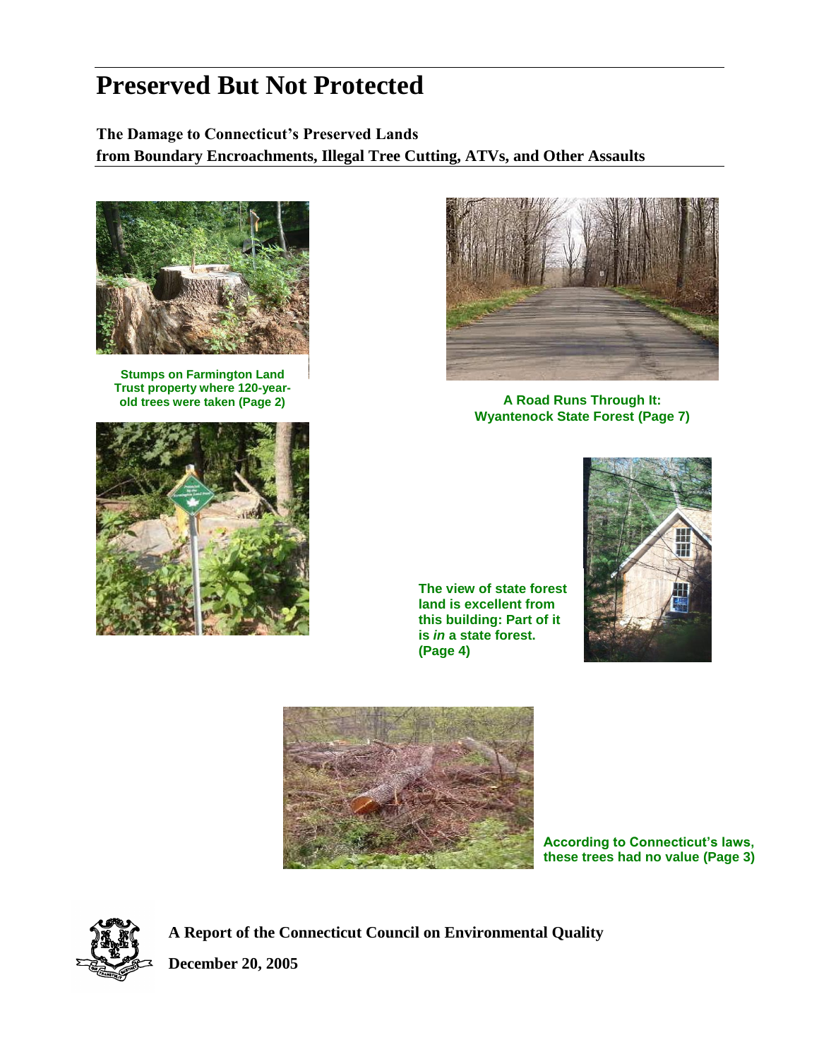# Preserved But Not Protected

**The Damage to Connecticut's Preserved Lands**
**from Boundary Encroachments, Illegal Tree Cutting, ATVs, and Other Assaults**

Stumps on Farmington Land Trust property where 120-year-old trees were taken (Page 2)

A Road Runs Through It: Wyantenock State Forest (Page 7)

The view of state forest land is excellent from this building: Part of it is *in* a state forest. (Page 4)

According to Connecticut's laws, these trees had no value (Page 3)

**A Report of the Connecticut Council on Environmental Quality**

**December 20, 2005**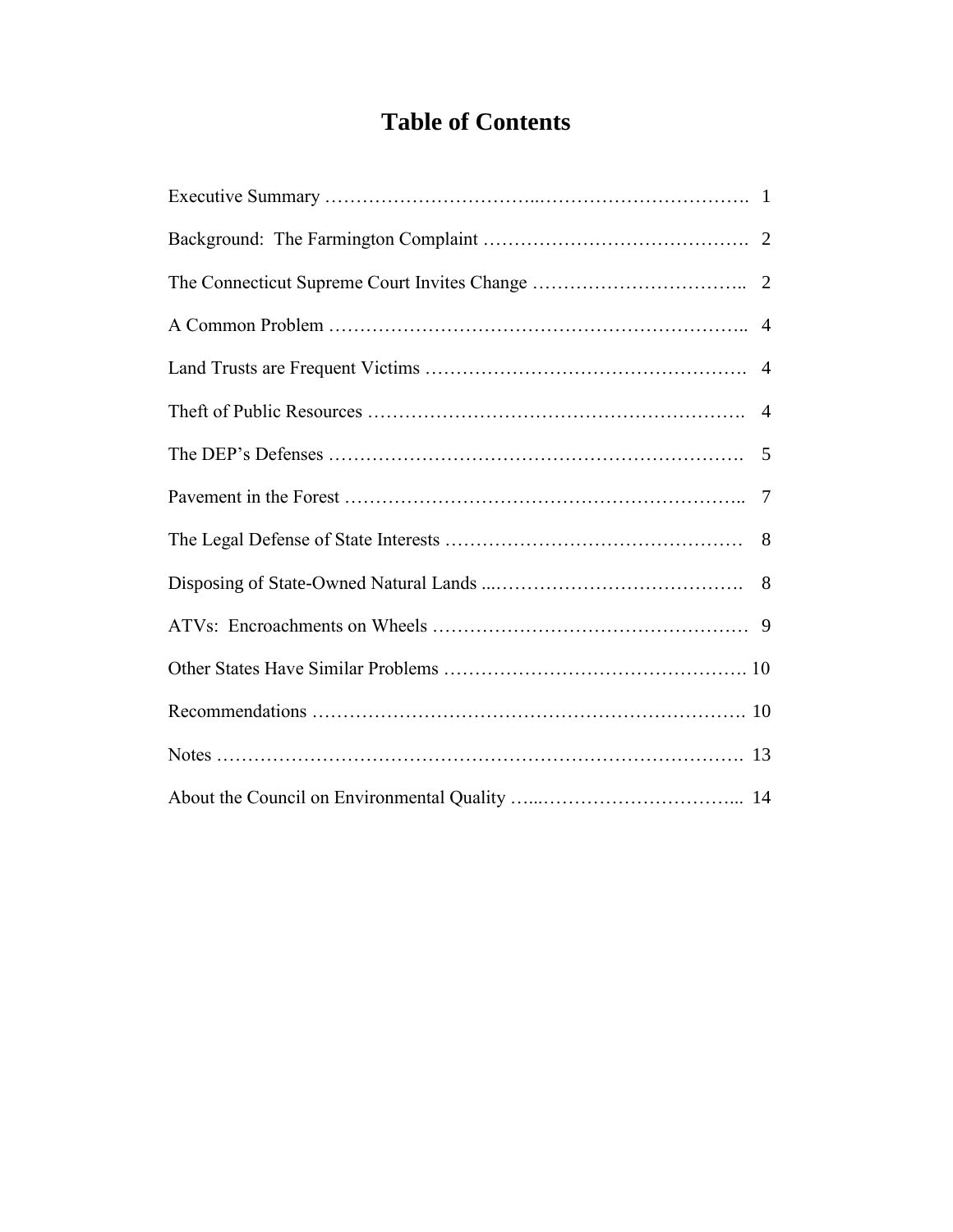# Table of Contents

| Section | Page |
|---|---|
| Executive Summary | 1 |
| Background: The Farmington Complaint | 2 |
| The Connecticut Supreme Court Invites Change | 2 |
| A Common Problem | 4 |
| Land Trusts are Frequent Victims | 4 |
| Theft of Public Resources | 4 |
| The DEP's Defenses | 5 |
| Pavement in the Forest | 7 |
| The Legal Defense of State Interests | 8 |
| Disposing of State-Owned Natural Lands | 8 |
| ATVs: Encroachments on Wheels | 9 |
| Other States Have Similar Problems | 10 |
| Recommendations | 10 |
| Notes | 13 |
| About the Council on Environmental Quality | 14 |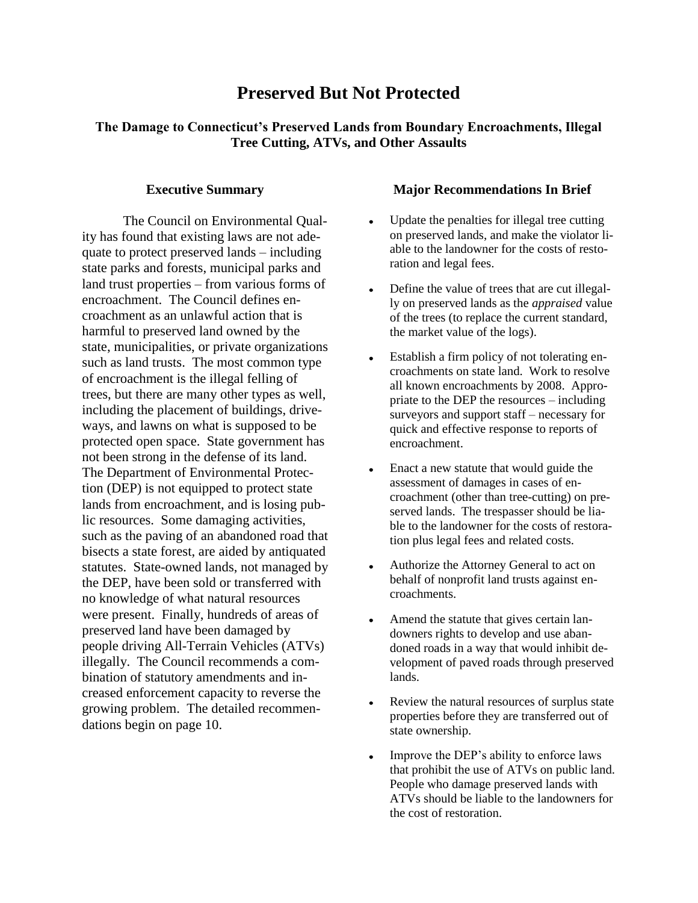# Preserved But Not Protected

### The Damage to Connecticut's Preserved Lands from Boundary Encroachments, Illegal Tree Cutting, ATVs, and Other Assaults

## Executive Summary

The Council on Environmental Quality has found that existing laws are not adequate to protect preserved lands – including state parks and forests, municipal parks and land trust properties – from various forms of encroachment. The Council defines encroachment as an unlawful action that is harmful to preserved land owned by the state, municipalities, or private organizations such as land trusts. The most common type of encroachment is the illegal felling of trees, but there are many other types as well, including the placement of buildings, driveways, and lawns on what is supposed to be protected open space. State government has not been strong in the defense of its land. The Department of Environmental Protection (DEP) is not equipped to protect state lands from encroachment, and is losing public resources. Some damaging activities, such as the paving of an abandoned road that bisects a state forest, are aided by antiquated statutes. State-owned lands, not managed by the DEP, have been sold or transferred with no knowledge of what natural resources were present. Finally, hundreds of areas of preserved land have been damaged by people driving All-Terrain Vehicles (ATVs) illegally. The Council recommends a combination of statutory amendments and increased enforcement capacity to reverse the growing problem. The detailed recommendations begin on page 10.

## Major Recommendations In Brief

- Update the penalties for illegal tree cutting on preserved lands, and make the violator liable to the landowner for the costs of restoration and legal fees.
- Define the value of trees that are cut illegally on preserved lands as the *appraised* value of the trees (to replace the current standard, the market value of the logs).
- Establish a firm policy of not tolerating encroachments on state land. Work to resolve all known encroachments by 2008. Appropriate to the DEP the resources – including surveyors and support staff – necessary for quick and effective response to reports of encroachment.
- Enact a new statute that would guide the assessment of damages in cases of encroachment (other than tree-cutting) on preserved lands. The trespasser should be liable to the landowner for the costs of restoration plus legal fees and related costs.
- Authorize the Attorney General to act on behalf of nonprofit land trusts against encroachments.
- Amend the statute that gives certain landowners rights to develop and use abandoned roads in a way that would inhibit development of paved roads through preserved lands.
- Review the natural resources of surplus state properties before they are transferred out of state ownership.
- Improve the DEP's ability to enforce laws that prohibit the use of ATVs on public land. People who damage preserved lands with ATVs should be liable to the landowners for the cost of restoration.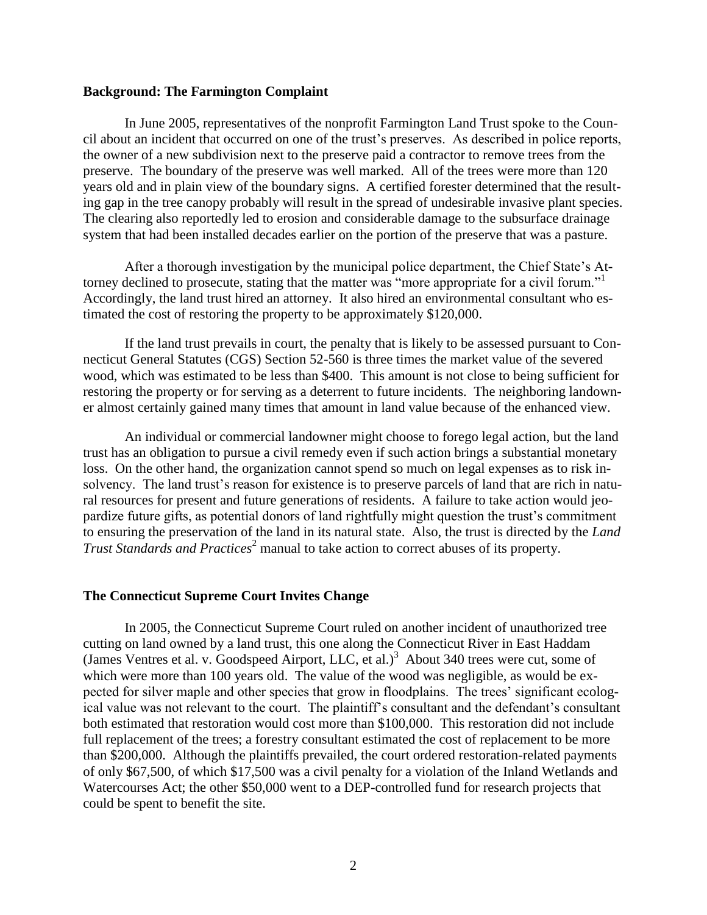## Background: The Farmington Complaint

In June 2005, representatives of the nonprofit Farmington Land Trust spoke to the Council about an incident that occurred on one of the trust's preserves. As described in police reports, the owner of a new subdivision next to the preserve paid a contractor to remove trees from the preserve. The boundary of the preserve was well marked. All of the trees were more than 120 years old and in plain view of the boundary signs. A certified forester determined that the resulting gap in the tree canopy probably will result in the spread of undesirable invasive plant species. The clearing also reportedly led to erosion and considerable damage to the subsurface drainage system that had been installed decades earlier on the portion of the preserve that was a pasture.

After a thorough investigation by the municipal police department, the Chief State's Attorney declined to prosecute, stating that the matter was "more appropriate for a civil forum."[1] Accordingly, the land trust hired an attorney. It also hired an environmental consultant who estimated the cost of restoring the property to be approximately $120,000.

If the land trust prevails in court, the penalty that is likely to be assessed pursuant to Connecticut General Statutes (CGS) Section 52-560 is three times the market value of the severed wood, which was estimated to be less than $400. This amount is not close to being sufficient for restoring the property or for serving as a deterrent to future incidents. The neighboring landowner almost certainly gained many times that amount in land value because of the enhanced view.

An individual or commercial landowner might choose to forego legal action, but the land trust has an obligation to pursue a civil remedy even if such action brings a substantial monetary loss. On the other hand, the organization cannot spend so much on legal expenses as to risk insolvency. The land trust's reason for existence is to preserve parcels of land that are rich in natural resources for present and future generations of residents. A failure to take action would jeopardize future gifts, as potential donors of land rightfully might question the trust's commitment to ensuring the preservation of the land in its natural state. Also, the trust is directed by the *Land Trust Standards and Practices*[2] manual to take action to correct abuses of its property.

## The Connecticut Supreme Court Invites Change

In 2005, the Connecticut Supreme Court ruled on another incident of unauthorized tree cutting on land owned by a land trust, this one along the Connecticut River in East Haddam (James Ventres et al. v. Goodspeed Airport, LLC, et al.)[3] About 340 trees were cut, some of which were more than 100 years old. The value of the wood was negligible, as would be expected for silver maple and other species that grow in floodplains. The trees' significant ecological value was not relevant to the court. The plaintiff's consultant and the defendant's consultant both estimated that restoration would cost more than $100,000. This restoration did not include full replacement of the trees; a forestry consultant estimated the cost of replacement to be more than $200,000. Although the plaintiffs prevailed, the court ordered restoration-related payments of only $67,500, of which $17,500 was a civil penalty for a violation of the Inland Wetlands and Watercourses Act; the other $50,000 went to a DEP-controlled fund for research projects that could be spent to benefit the site.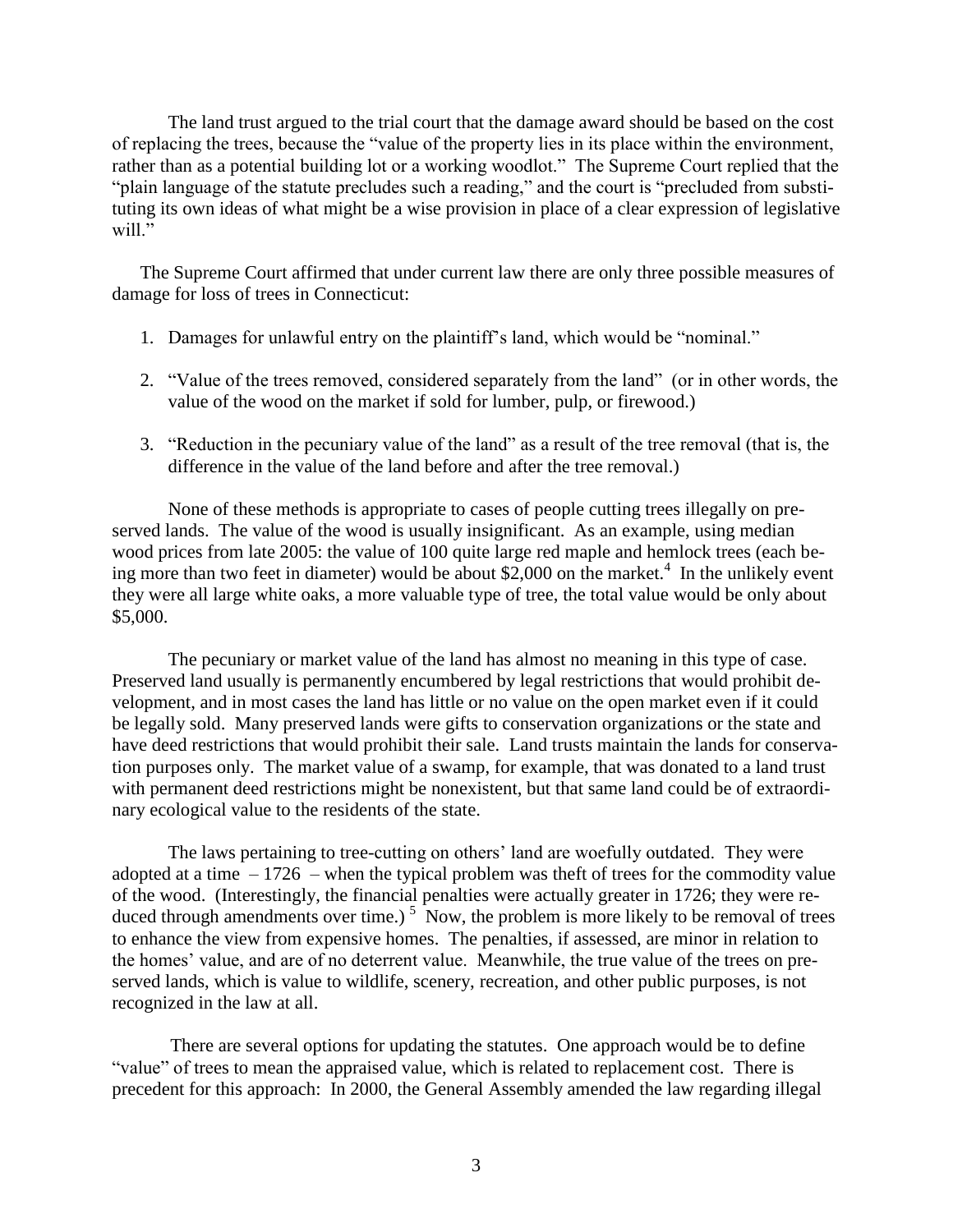The land trust argued to the trial court that the damage award should be based on the cost of replacing the trees, because the "value of the property lies in its place within the environment, rather than as a potential building lot or a working woodlot." The Supreme Court replied that the "plain language of the statute precludes such a reading," and the court is "precluded from substituting its own ideas of what might be a wise provision in place of a clear expression of legislative will."

The Supreme Court affirmed that under current law there are only three possible measures of damage for loss of trees in Connecticut:

1. Damages for unlawful entry on the plaintiff's land, which would be "nominal."
2. "Value of the trees removed, considered separately from the land" (or in other words, the value of the wood on the market if sold for lumber, pulp, or firewood.)
3. "Reduction in the pecuniary value of the land" as a result of the tree removal (that is, the difference in the value of the land before and after the tree removal.)

None of these methods is appropriate to cases of people cutting trees illegally on preserved lands. The value of the wood is usually insignificant. As an example, using median wood prices from late 2005: the value of 100 quite large red maple and hemlock trees (each being more than two feet in diameter) would be about $2,000 on the market.[4] In the unlikely event they were all large white oaks, a more valuable type of tree, the total value would be only about $5,000.

The pecuniary or market value of the land has almost no meaning in this type of case. Preserved land usually is permanently encumbered by legal restrictions that would prohibit development, and in most cases the land has little or no value on the open market even if it could be legally sold. Many preserved lands were gifts to conservation organizations or the state and have deed restrictions that would prohibit their sale. Land trusts maintain the lands for conservation purposes only. The market value of a swamp, for example, that was donated to a land trust with permanent deed restrictions might be nonexistent, but that same land could be of extraordinary ecological value to the residents of the state.

The laws pertaining to tree-cutting on others' land are woefully outdated. They were adopted at a time – 1726 – when the typical problem was theft of trees for the commodity value of the wood. (Interestingly, the financial penalties were actually greater in 1726; they were reduced through amendments over time.)[5] Now, the problem is more likely to be removal of trees to enhance the view from expensive homes. The penalties, if assessed, are minor in relation to the homes' value, and are of no deterrent value. Meanwhile, the true value of the trees on preserved lands, which is value to wildlife, scenery, recreation, and other public purposes, is not recognized in the law at all.

There are several options for updating the statutes. One approach would be to define "value" of trees to mean the appraised value, which is related to replacement cost. There is precedent for this approach: In 2000, the General Assembly amended the law regarding illegal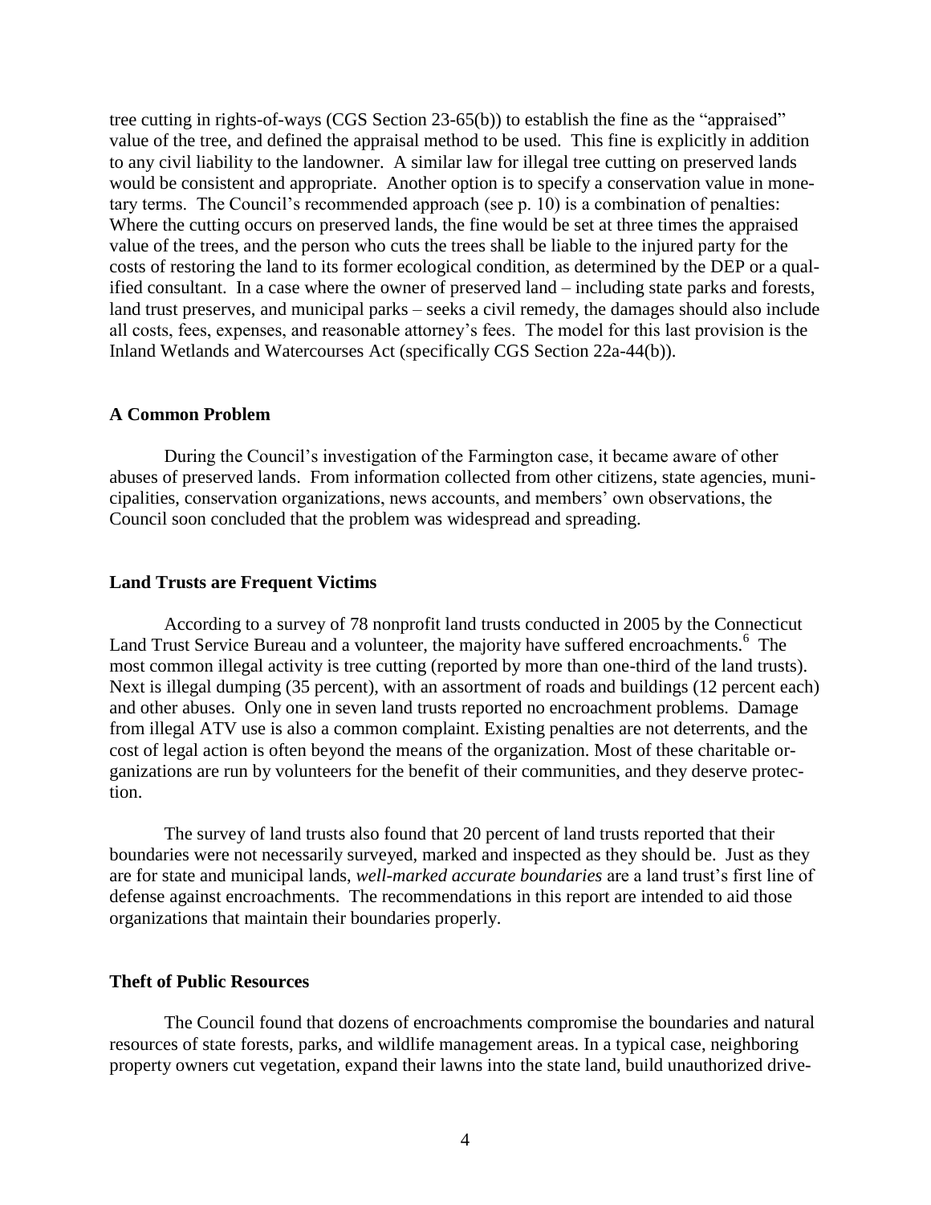tree cutting in rights-of-ways (CGS Section 23-65(b)) to establish the fine as the "appraised" value of the tree, and defined the appraisal method to be used. This fine is explicitly in addition to any civil liability to the landowner. A similar law for illegal tree cutting on preserved lands would be consistent and appropriate. Another option is to specify a conservation value in monetary terms. The Council's recommended approach (see p. 10) is a combination of penalties: Where the cutting occurs on preserved lands, the fine would be set at three times the appraised value of the trees, and the person who cuts the trees shall be liable to the injured party for the costs of restoring the land to its former ecological condition, as determined by the DEP or a qualified consultant. In a case where the owner of preserved land – including state parks and forests, land trust preserves, and municipal parks – seeks a civil remedy, the damages should also include all costs, fees, expenses, and reasonable attorney's fees. The model for this last provision is the Inland Wetlands and Watercourses Act (specifically CGS Section 22a-44(b)).

### A Common Problem

During the Council's investigation of the Farmington case, it became aware of other abuses of preserved lands. From information collected from other citizens, state agencies, municipalities, conservation organizations, news accounts, and members' own observations, the Council soon concluded that the problem was widespread and spreading.

### Land Trusts are Frequent Victims

According to a survey of 78 nonprofit land trusts conducted in 2005 by the Connecticut Land Trust Service Bureau and a volunteer, the majority have suffered encroachments.[6] The most common illegal activity is tree cutting (reported by more than one-third of the land trusts). Next is illegal dumping (35 percent), with an assortment of roads and buildings (12 percent each) and other abuses. Only one in seven land trusts reported no encroachment problems. Damage from illegal ATV use is also a common complaint. Existing penalties are not deterrents, and the cost of legal action is often beyond the means of the organization. Most of these charitable organizations are run by volunteers for the benefit of their communities, and they deserve protection.

The survey of land trusts also found that 20 percent of land trusts reported that their boundaries were not necessarily surveyed, marked and inspected as they should be. Just as they are for state and municipal lands, *well-marked accurate boundaries* are a land trust's first line of defense against encroachments. The recommendations in this report are intended to aid those organizations that maintain their boundaries properly.

### Theft of Public Resources

The Council found that dozens of encroachments compromise the boundaries and natural resources of state forests, parks, and wildlife management areas. In a typical case, neighboring property owners cut vegetation, expand their lawns into the state land, build unauthorized drive-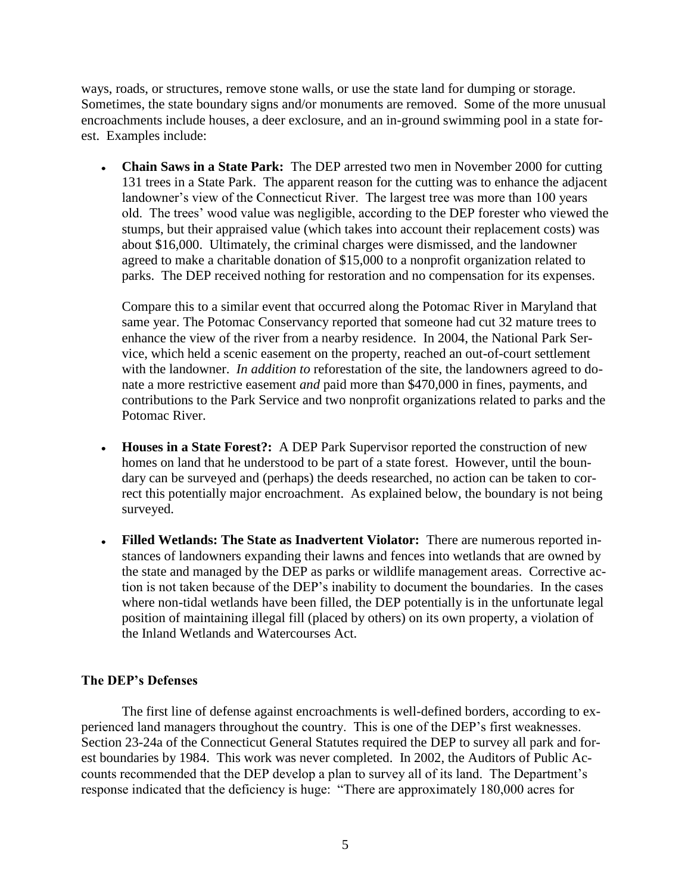ways, roads, or structures, remove stone walls, or use the state land for dumping or storage. Sometimes, the state boundary signs and/or monuments are removed. Some of the more unusual encroachments include houses, a deer exclosure, and an in-ground swimming pool in a state forest. Examples include:

- **Chain Saws in a State Park:** The DEP arrested two men in November 2000 for cutting 131 trees in a State Park. The apparent reason for the cutting was to enhance the adjacent landowner's view of the Connecticut River. The largest tree was more than 100 years old. The trees' wood value was negligible, according to the DEP forester who viewed the stumps, but their appraised value (which takes into account their replacement costs) was about $16,000. Ultimately, the criminal charges were dismissed, and the landowner agreed to make a charitable donation of $15,000 to a nonprofit organization related to parks. The DEP received nothing for restoration and no compensation for its expenses.

  Compare this to a similar event that occurred along the Potomac River in Maryland that same year. The Potomac Conservancy reported that someone had cut 32 mature trees to enhance the view of the river from a nearby residence. In 2004, the National Park Service, which held a scenic easement on the property, reached an out-of-court settlement with the landowner. *In addition to* reforestation of the site, the landowners agreed to donate a more restrictive easement *and* paid more than $470,000 in fines, payments, and contributions to the Park Service and two nonprofit organizations related to parks and the Potomac River.

- **Houses in a State Forest?:** A DEP Park Supervisor reported the construction of new homes on land that he understood to be part of a state forest. However, until the boundary can be surveyed and (perhaps) the deeds researched, no action can be taken to correct this potentially major encroachment. As explained below, the boundary is not being surveyed.

- **Filled Wetlands: The State as Inadvertent Violator:** There are numerous reported instances of landowners expanding their lawns and fences into wetlands that are owned by the state and managed by the DEP as parks or wildlife management areas. Corrective action is not taken because of the DEP's inability to document the boundaries. In the cases where non-tidal wetlands have been filled, the DEP potentially is in the unfortunate legal position of maintaining illegal fill (placed by others) on its own property, a violation of the Inland Wetlands and Watercourses Act.

### The DEP's Defenses

The first line of defense against encroachments is well-defined borders, according to experienced land managers throughout the country. This is one of the DEP's first weaknesses. Section 23-24a of the Connecticut General Statutes required the DEP to survey all park and forest boundaries by 1984. This work was never completed. In 2002, the Auditors of Public Accounts recommended that the DEP develop a plan to survey all of its land. The Department's response indicated that the deficiency is huge: "There are approximately 180,000 acres for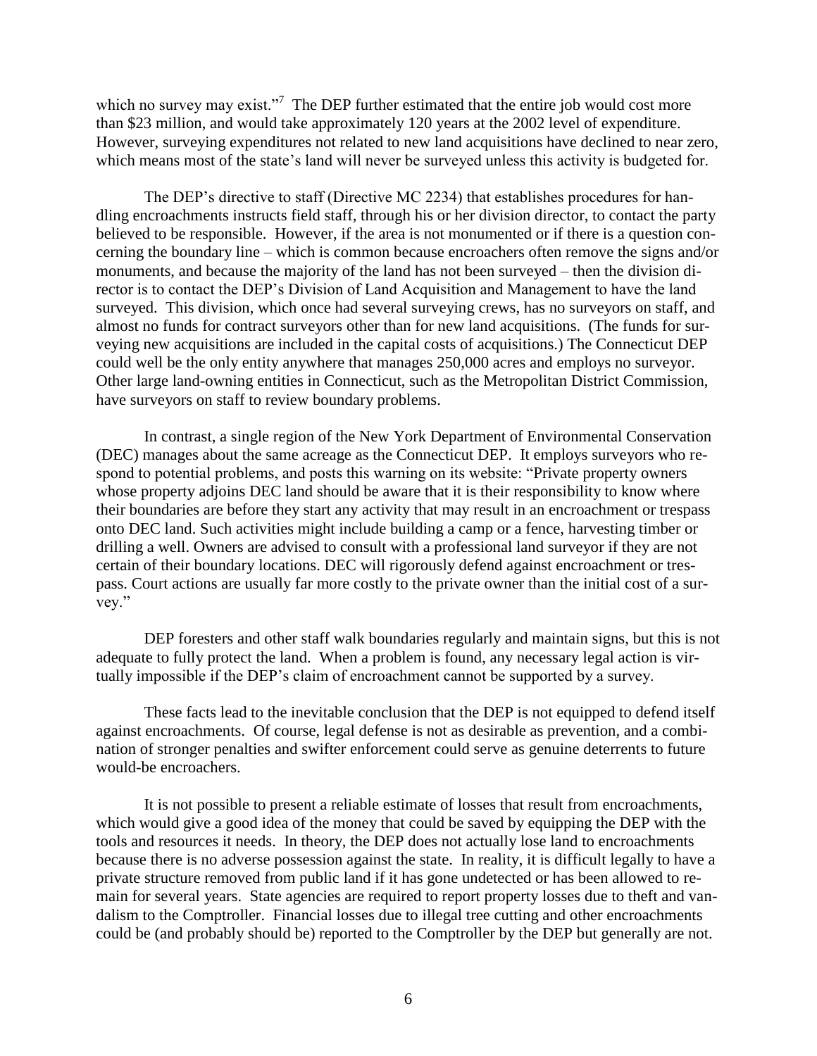which no survey may exist."[7] The DEP further estimated that the entire job would cost more than $23 million, and would take approximately 120 years at the 2002 level of expenditure. However, surveying expenditures not related to new land acquisitions have declined to near zero, which means most of the state's land will never be surveyed unless this activity is budgeted for.

The DEP's directive to staff (Directive MC 2234) that establishes procedures for handling encroachments instructs field staff, through his or her division director, to contact the party believed to be responsible. However, if the area is not monumented or if there is a question concerning the boundary line – which is common because encroachers often remove the signs and/or monuments, and because the majority of the land has not been surveyed – then the division director is to contact the DEP's Division of Land Acquisition and Management to have the land surveyed. This division, which once had several surveying crews, has no surveyors on staff, and almost no funds for contract surveyors other than for new land acquisitions. (The funds for surveying new acquisitions are included in the capital costs of acquisitions.) The Connecticut DEP could well be the only entity anywhere that manages 250,000 acres and employs no surveyor. Other large land-owning entities in Connecticut, such as the Metropolitan District Commission, have surveyors on staff to review boundary problems.

In contrast, a single region of the New York Department of Environmental Conservation (DEC) manages about the same acreage as the Connecticut DEP. It employs surveyors who respond to potential problems, and posts this warning on its website: "Private property owners whose property adjoins DEC land should be aware that it is their responsibility to know where their boundaries are before they start any activity that may result in an encroachment or trespass onto DEC land. Such activities might include building a camp or a fence, harvesting timber or drilling a well. Owners are advised to consult with a professional land surveyor if they are not certain of their boundary locations. DEC will rigorously defend against encroachment or trespass. Court actions are usually far more costly to the private owner than the initial cost of a survey."

DEP foresters and other staff walk boundaries regularly and maintain signs, but this is not adequate to fully protect the land. When a problem is found, any necessary legal action is virtually impossible if the DEP's claim of encroachment cannot be supported by a survey.

These facts lead to the inevitable conclusion that the DEP is not equipped to defend itself against encroachments. Of course, legal defense is not as desirable as prevention, and a combination of stronger penalties and swifter enforcement could serve as genuine deterrents to future would-be encroachers.

It is not possible to present a reliable estimate of losses that result from encroachments, which would give a good idea of the money that could be saved by equipping the DEP with the tools and resources it needs. In theory, the DEP does not actually lose land to encroachments because there is no adverse possession against the state. In reality, it is difficult legally to have a private structure removed from public land if it has gone undetected or has been allowed to remain for several years. State agencies are required to report property losses due to theft and vandalism to the Comptroller. Financial losses due to illegal tree cutting and other encroachments could be (and probably should be) reported to the Comptroller by the DEP but generally are not.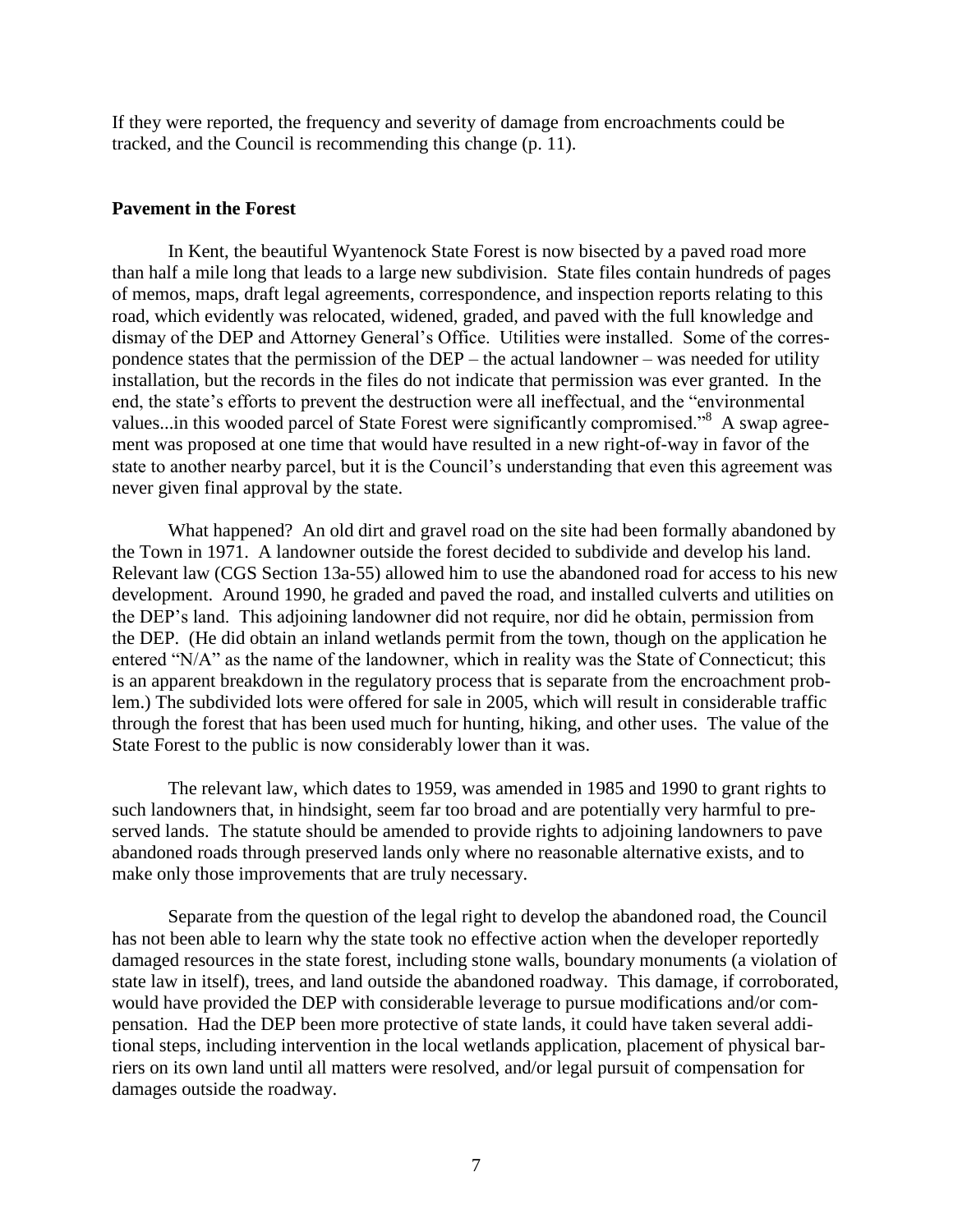If they were reported, the frequency and severity of damage from encroachments could be tracked, and the Council is recommending this change (p. 11).

### Pavement in the Forest

In Kent, the beautiful Wyantenock State Forest is now bisected by a paved road more than half a mile long that leads to a large new subdivision. State files contain hundreds of pages of memos, maps, draft legal agreements, correspondence, and inspection reports relating to this road, which evidently was relocated, widened, graded, and paved with the full knowledge and dismay of the DEP and Attorney General's Office. Utilities were installed. Some of the correspondence states that the permission of the DEP – the actual landowner – was needed for utility installation, but the records in the files do not indicate that permission was ever granted. In the end, the state's efforts to prevent the destruction were all ineffectual, and the "environmental values...in this wooded parcel of State Forest were significantly compromised."[8] A swap agreement was proposed at one time that would have resulted in a new right-of-way in favor of the state to another nearby parcel, but it is the Council's understanding that even this agreement was never given final approval by the state.

What happened? An old dirt and gravel road on the site had been formally abandoned by the Town in 1971. A landowner outside the forest decided to subdivide and develop his land. Relevant law (CGS Section 13a-55) allowed him to use the abandoned road for access to his new development. Around 1990, he graded and paved the road, and installed culverts and utilities on the DEP's land. This adjoining landowner did not require, nor did he obtain, permission from the DEP. (He did obtain an inland wetlands permit from the town, though on the application he entered "N/A" as the name of the landowner, which in reality was the State of Connecticut; this is an apparent breakdown in the regulatory process that is separate from the encroachment problem.) The subdivided lots were offered for sale in 2005, which will result in considerable traffic through the forest that has been used much for hunting, hiking, and other uses. The value of the State Forest to the public is now considerably lower than it was.

The relevant law, which dates to 1959, was amended in 1985 and 1990 to grant rights to such landowners that, in hindsight, seem far too broad and are potentially very harmful to preserved lands. The statute should be amended to provide rights to adjoining landowners to pave abandoned roads through preserved lands only where no reasonable alternative exists, and to make only those improvements that are truly necessary.

Separate from the question of the legal right to develop the abandoned road, the Council has not been able to learn why the state took no effective action when the developer reportedly damaged resources in the state forest, including stone walls, boundary monuments (a violation of state law in itself), trees, and land outside the abandoned roadway. This damage, if corroborated, would have provided the DEP with considerable leverage to pursue modifications and/or compensation. Had the DEP been more protective of state lands, it could have taken several additional steps, including intervention in the local wetlands application, placement of physical barriers on its own land until all matters were resolved, and/or legal pursuit of compensation for damages outside the roadway.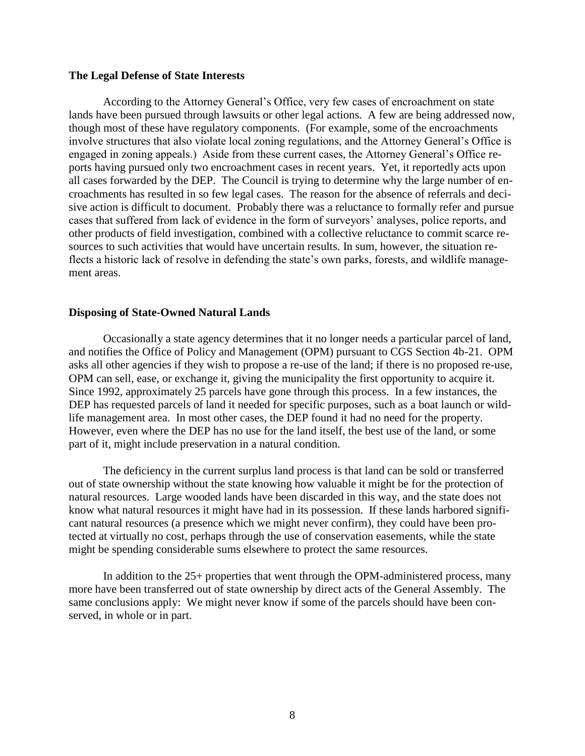## The Legal Defense of State Interests

According to the Attorney General's Office, very few cases of encroachment on state lands have been pursued through lawsuits or other legal actions. A few are being addressed now, though most of these have regulatory components. (For example, some of the encroachments involve structures that also violate local zoning regulations, and the Attorney General's Office is engaged in zoning appeals.) Aside from these current cases, the Attorney General's Office reports having pursued only two encroachment cases in recent years. Yet, it reportedly acts upon all cases forwarded by the DEP. The Council is trying to determine why the large number of encroachments has resulted in so few legal cases. The reason for the absence of referrals and decisive action is difficult to document. Probably there was a reluctance to formally refer and pursue cases that suffered from lack of evidence in the form of surveyors' analyses, police reports, and other products of field investigation, combined with a collective reluctance to commit scarce resources to such activities that would have uncertain results. In sum, however, the situation reflects a historic lack of resolve in defending the state's own parks, forests, and wildlife management areas.

## Disposing of State-Owned Natural Lands

Occasionally a state agency determines that it no longer needs a particular parcel of land, and notifies the Office of Policy and Management (OPM) pursuant to CGS Section 4b-21. OPM asks all other agencies if they wish to propose a re-use of the land; if there is no proposed re-use, OPM can sell, ease, or exchange it, giving the municipality the first opportunity to acquire it. Since 1992, approximately 25 parcels have gone through this process. In a few instances, the DEP has requested parcels of land it needed for specific purposes, such as a boat launch or wildlife management area. In most other cases, the DEP found it had no need for the property. However, even where the DEP has no use for the land itself, the best use of the land, or some part of it, might include preservation in a natural condition.

The deficiency in the current surplus land process is that land can be sold or transferred out of state ownership without the state knowing how valuable it might be for the protection of natural resources. Large wooded lands have been discarded in this way, and the state does not know what natural resources it might have had in its possession. If these lands harbored significant natural resources (a presence which we might never confirm), they could have been protected at virtually no cost, perhaps through the use of conservation easements, while the state might be spending considerable sums elsewhere to protect the same resources.

In addition to the 25+ properties that went through the OPM-administered process, many more have been transferred out of state ownership by direct acts of the General Assembly. The same conclusions apply: We might never know if some of the parcels should have been conserved, in whole or in part.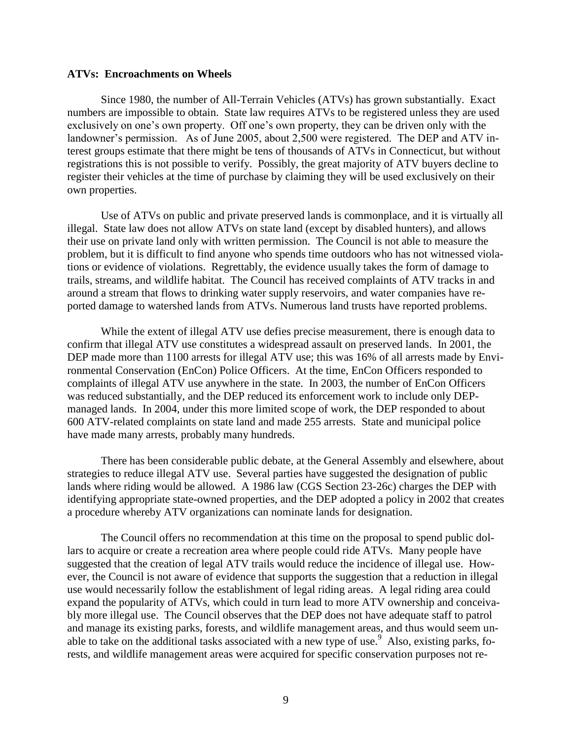**ATVs: Encroachments on Wheels**

Since 1980, the number of All-Terrain Vehicles (ATVs) has grown substantially. Exact numbers are impossible to obtain. State law requires ATVs to be registered unless they are used exclusively on one's own property. Off one's own property, they can be driven only with the landowner's permission. As of June 2005, about 2,500 were registered. The DEP and ATV interest groups estimate that there might be tens of thousands of ATVs in Connecticut, but without registrations this is not possible to verify. Possibly, the great majority of ATV buyers decline to register their vehicles at the time of purchase by claiming they will be used exclusively on their own properties.

Use of ATVs on public and private preserved lands is commonplace, and it is virtually all illegal. State law does not allow ATVs on state land (except by disabled hunters), and allows their use on private land only with written permission. The Council is not able to measure the problem, but it is difficult to find anyone who spends time outdoors who has not witnessed violations or evidence of violations. Regrettably, the evidence usually takes the form of damage to trails, streams, and wildlife habitat. The Council has received complaints of ATV tracks in and around a stream that flows to drinking water supply reservoirs, and water companies have reported damage to watershed lands from ATVs. Numerous land trusts have reported problems.

While the extent of illegal ATV use defies precise measurement, there is enough data to confirm that illegal ATV use constitutes a widespread assault on preserved lands. In 2001, the DEP made more than 1100 arrests for illegal ATV use; this was 16% of all arrests made by Environmental Conservation (EnCon) Police Officers. At the time, EnCon Officers responded to complaints of illegal ATV use anywhere in the state. In 2003, the number of EnCon Officers was reduced substantially, and the DEP reduced its enforcement work to include only DEP-managed lands. In 2004, under this more limited scope of work, the DEP responded to about 600 ATV-related complaints on state land and made 255 arrests. State and municipal police have made many arrests, probably many hundreds.

There has been considerable public debate, at the General Assembly and elsewhere, about strategies to reduce illegal ATV use. Several parties have suggested the designation of public lands where riding would be allowed. A 1986 law (CGS Section 23-26c) charges the DEP with identifying appropriate state-owned properties, and the DEP adopted a policy in 2002 that creates a procedure whereby ATV organizations can nominate lands for designation.

The Council offers no recommendation at this time on the proposal to spend public dollars to acquire or create a recreation area where people could ride ATVs. Many people have suggested that the creation of legal ATV trails would reduce the incidence of illegal use. However, the Council is not aware of evidence that supports the suggestion that a reduction in illegal use would necessarily follow the establishment of legal riding areas. A legal riding area could expand the popularity of ATVs, which could in turn lead to more ATV ownership and conceivably more illegal use. The Council observes that the DEP does not have adequate staff to patrol and manage its existing parks, forests, and wildlife management areas, and thus would seem unable to take on the additional tasks associated with a new type of use.[9] Also, existing parks, forests, and wildlife management areas were acquired for specific conservation purposes not re-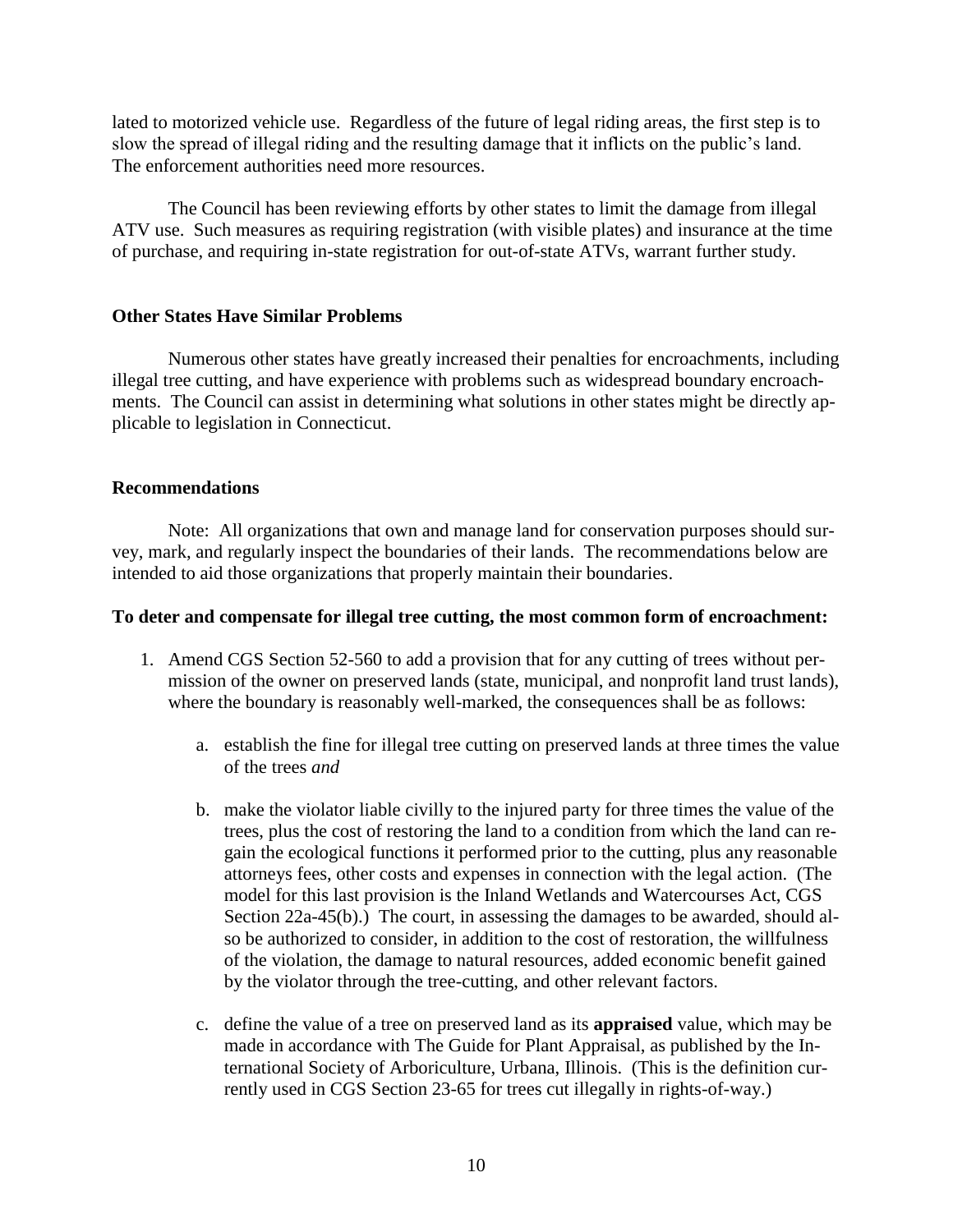lated to motorized vehicle use. Regardless of the future of legal riding areas, the first step is to slow the spread of illegal riding and the resulting damage that it inflicts on the public's land. The enforcement authorities need more resources.

The Council has been reviewing efforts by other states to limit the damage from illegal ATV use. Such measures as requiring registration (with visible plates) and insurance at the time of purchase, and requiring in-state registration for out-of-state ATVs, warrant further study.

### Other States Have Similar Problems

Numerous other states have greatly increased their penalties for encroachments, including illegal tree cutting, and have experience with problems such as widespread boundary encroachments. The Council can assist in determining what solutions in other states might be directly applicable to legislation in Connecticut.

### Recommendations

Note: All organizations that own and manage land for conservation purposes should survey, mark, and regularly inspect the boundaries of their lands. The recommendations below are intended to aid those organizations that properly maintain their boundaries.

**To deter and compensate for illegal tree cutting, the most common form of encroachment:**

1. Amend CGS Section 52-560 to add a provision that for any cutting of trees without permission of the owner on preserved lands (state, municipal, and nonprofit land trust lands), where the boundary is reasonably well-marked, the consequences shall be as follows:

   a. establish the fine for illegal tree cutting on preserved lands at three times the value of the trees *and*

   b. make the violator liable civilly to the injured party for three times the value of the trees, plus the cost of restoring the land to a condition from which the land can regain the ecological functions it performed prior to the cutting, plus any reasonable attorneys fees, other costs and expenses in connection with the legal action. (The model for this last provision is the Inland Wetlands and Watercourses Act, CGS Section 22a-45(b).) The court, in assessing the damages to be awarded, should also be authorized to consider, in addition to the cost of restoration, the willfulness of the violation, the damage to natural resources, added economic benefit gained by the violator through the tree-cutting, and other relevant factors.

   c. define the value of a tree on preserved land as its **appraised** value, which may be made in accordance with The Guide for Plant Appraisal, as published by the International Society of Arboriculture, Urbana, Illinois. (This is the definition currently used in CGS Section 23-65 for trees cut illegally in rights-of-way.)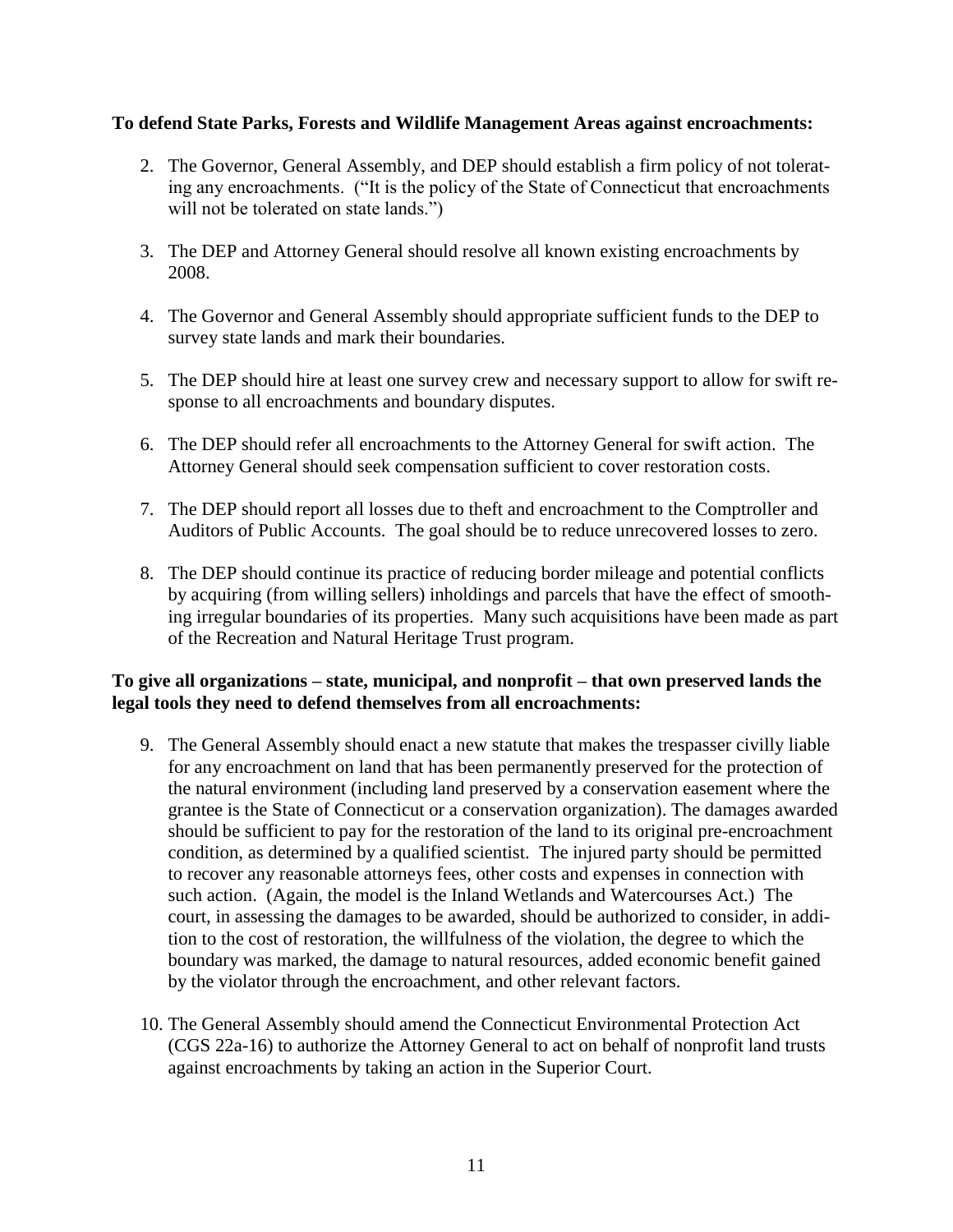**To defend State Parks, Forests and Wildlife Management Areas against encroachments:**

2. The Governor, General Assembly, and DEP should establish a firm policy of not tolerating any encroachments. ("It is the policy of the State of Connecticut that encroachments will not be tolerated on state lands.")

3. The DEP and Attorney General should resolve all known existing encroachments by 2008.

4. The Governor and General Assembly should appropriate sufficient funds to the DEP to survey state lands and mark their boundaries.

5. The DEP should hire at least one survey crew and necessary support to allow for swift response to all encroachments and boundary disputes.

6. The DEP should refer all encroachments to the Attorney General for swift action. The Attorney General should seek compensation sufficient to cover restoration costs.

7. The DEP should report all losses due to theft and encroachment to the Comptroller and Auditors of Public Accounts. The goal should be to reduce unrecovered losses to zero.

8. The DEP should continue its practice of reducing border mileage and potential conflicts by acquiring (from willing sellers) inholdings and parcels that have the effect of smoothing irregular boundaries of its properties. Many such acquisitions have been made as part of the Recreation and Natural Heritage Trust program.

**To give all organizations – state, municipal, and nonprofit – that own preserved lands the legal tools they need to defend themselves from all encroachments:**

9. The General Assembly should enact a new statute that makes the trespasser civilly liable for any encroachment on land that has been permanently preserved for the protection of the natural environment (including land preserved by a conservation easement where the grantee is the State of Connecticut or a conservation organization). The damages awarded should be sufficient to pay for the restoration of the land to its original pre-encroachment condition, as determined by a qualified scientist. The injured party should be permitted to recover any reasonable attorneys fees, other costs and expenses in connection with such action. (Again, the model is the Inland Wetlands and Watercourses Act.) The court, in assessing the damages to be awarded, should be authorized to consider, in addition to the cost of restoration, the willfulness of the violation, the degree to which the boundary was marked, the damage to natural resources, added economic benefit gained by the violator through the encroachment, and other relevant factors.

10. The General Assembly should amend the Connecticut Environmental Protection Act (CGS 22a-16) to authorize the Attorney General to act on behalf of nonprofit land trusts against encroachments by taking an action in the Superior Court.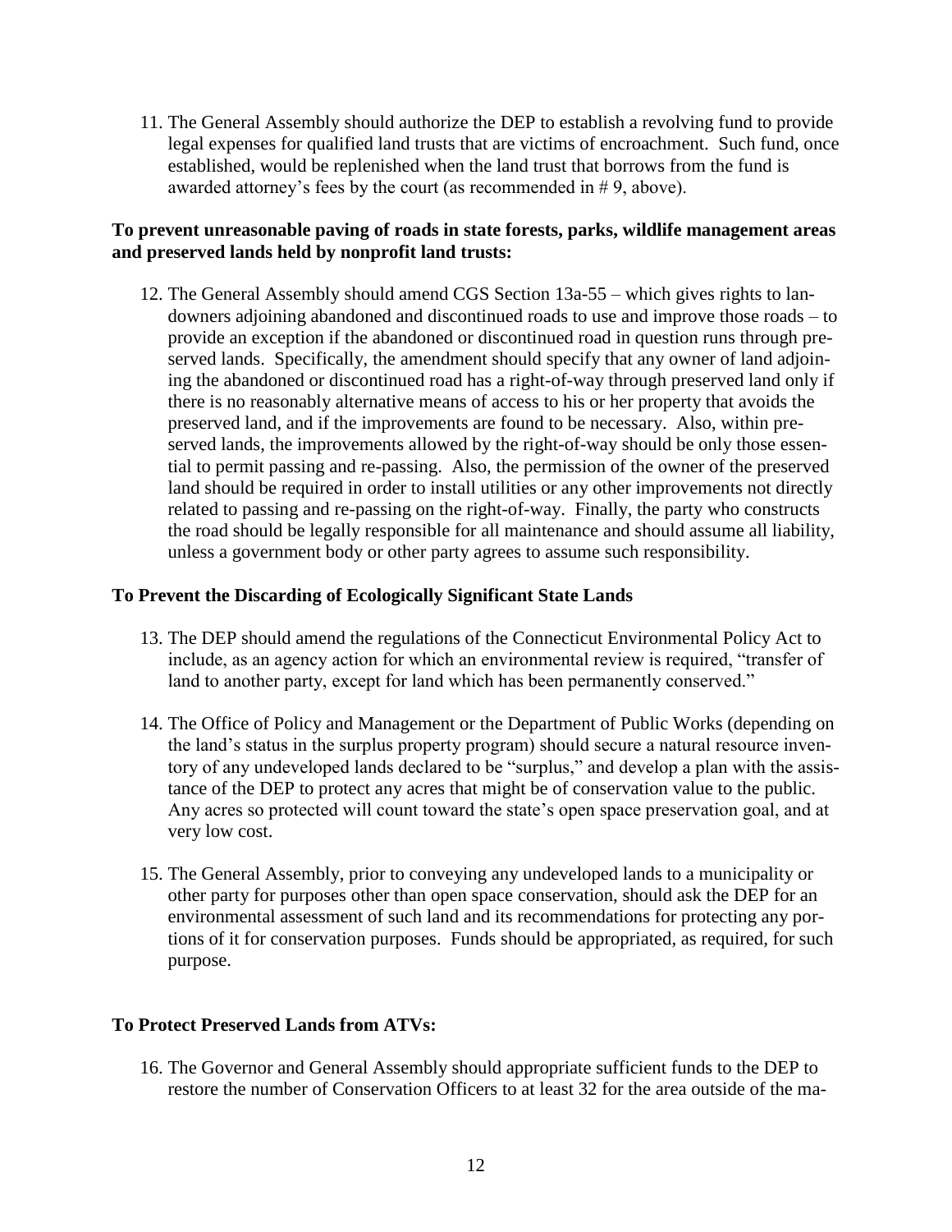11. The General Assembly should authorize the DEP to establish a revolving fund to provide legal expenses for qualified land trusts that are victims of encroachment. Such fund, once established, would be replenished when the land trust that borrows from the fund is awarded attorney's fees by the court (as recommended in # 9, above).

**To prevent unreasonable paving of roads in state forests, parks, wildlife management areas and preserved lands held by nonprofit land trusts:**

12. The General Assembly should amend CGS Section 13a-55 – which gives rights to landowners adjoining abandoned and discontinued roads to use and improve those roads – to provide an exception if the abandoned or discontinued road in question runs through preserved lands. Specifically, the amendment should specify that any owner of land adjoining the abandoned or discontinued road has a right-of-way through preserved land only if there is no reasonably alternative means of access to his or her property that avoids the preserved land, and if the improvements are found to be necessary. Also, within preserved lands, the improvements allowed by the right-of-way should be only those essential to permit passing and re-passing. Also, the permission of the owner of the preserved land should be required in order to install utilities or any other improvements not directly related to passing and re-passing on the right-of-way. Finally, the party who constructs the road should be legally responsible for all maintenance and should assume all liability, unless a government body or other party agrees to assume such responsibility.

**To Prevent the Discarding of Ecologically Significant State Lands**

13. The DEP should amend the regulations of the Connecticut Environmental Policy Act to include, as an agency action for which an environmental review is required, "transfer of land to another party, except for land which has been permanently conserved."

14. The Office of Policy and Management or the Department of Public Works (depending on the land's status in the surplus property program) should secure a natural resource inventory of any undeveloped lands declared to be "surplus," and develop a plan with the assistance of the DEP to protect any acres that might be of conservation value to the public. Any acres so protected will count toward the state's open space preservation goal, and at very low cost.

15. The General Assembly, prior to conveying any undeveloped lands to a municipality or other party for purposes other than open space conservation, should ask the DEP for an environmental assessment of such land and its recommendations for protecting any portions of it for conservation purposes. Funds should be appropriated, as required, for such purpose.

**To Protect Preserved Lands from ATVs:**

16. The Governor and General Assembly should appropriate sufficient funds to the DEP to restore the number of Conservation Officers to at least 32 for the area outside of the ma-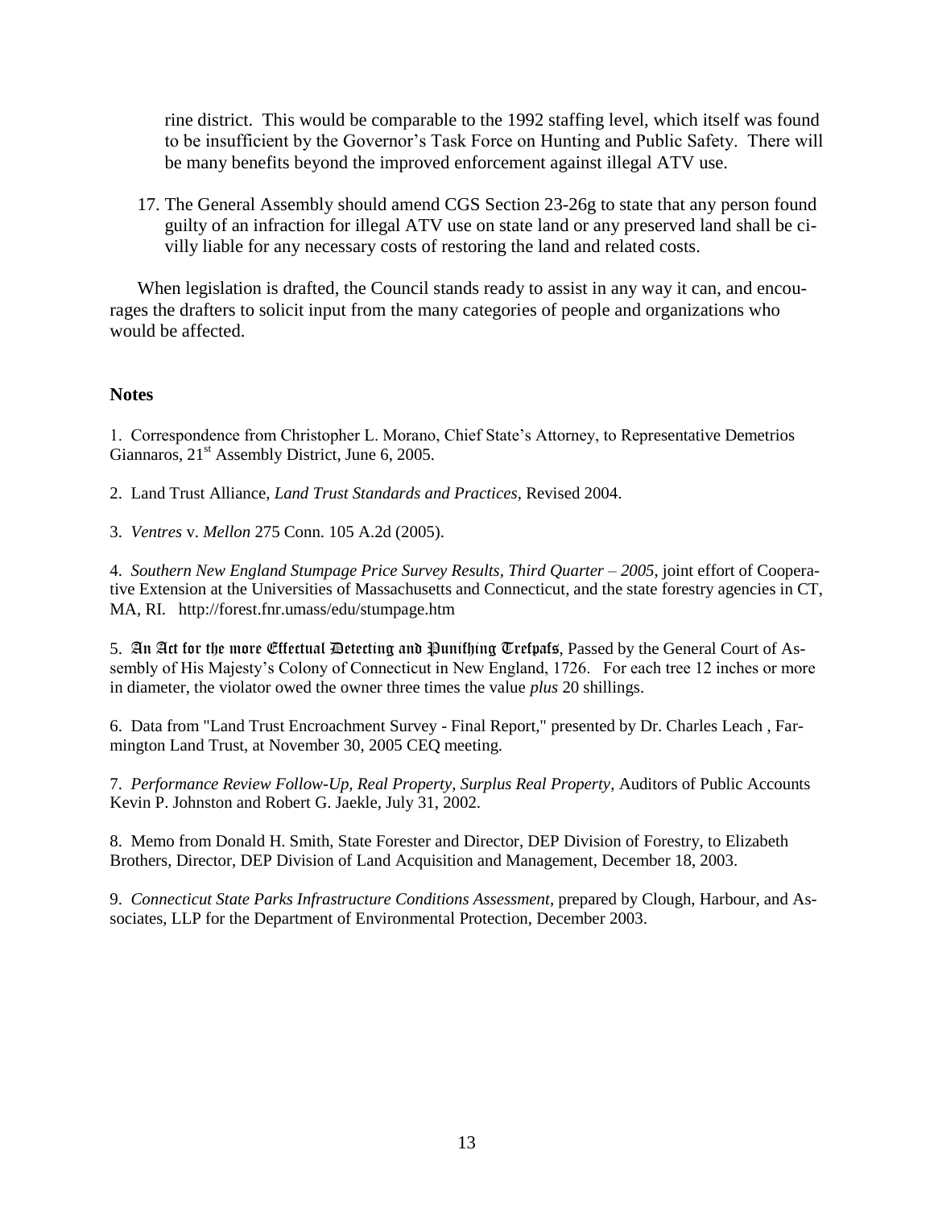rine district. This would be comparable to the 1992 staffing level, which itself was found to be insufficient by the Governor's Task Force on Hunting and Public Safety. There will be many benefits beyond the improved enforcement against illegal ATV use.

17. The General Assembly should amend CGS Section 23-26g to state that any person found guilty of an infraction for illegal ATV use on state land or any preserved land shall be civilly liable for any necessary costs of restoring the land and related costs.

When legislation is drafted, the Council stands ready to assist in any way it can, and encourages the drafters to solicit input from the many categories of people and organizations who would be affected.

**Notes**

1. Correspondence from Christopher L. Morano, Chief State's Attorney, to Representative Demetrios Giannaros, 21st Assembly District, June 6, 2005.

2. Land Trust Alliance, *Land Trust Standards and Practices*, Revised 2004.

3. *Ventres* v. *Mellon* 275 Conn. 105 A.2d (2005).

4. *Southern New England Stumpage Price Survey Results, Third Quarter – 2005*, joint effort of Cooperative Extension at the Universities of Massachusetts and Connecticut, and the state forestry agencies in CT, MA, RI. http://forest.fnr.umass/edu/stumpage.htm

5. An Act for the more Effectual Detecting and Puniſhing Treſpaſs, Passed by the General Court of Assembly of His Majesty's Colony of Connecticut in New England, 1726. For each tree 12 inches or more in diameter, the violator owed the owner three times the value *plus* 20 shillings.

6. Data from "Land Trust Encroachment Survey - Final Report," presented by Dr. Charles Leach , Farmington Land Trust, at November 30, 2005 CEQ meeting.

7. *Performance Review Follow-Up, Real Property, Surplus Real Property*, Auditors of Public Accounts Kevin P. Johnston and Robert G. Jaekle, July 31, 2002.

8. Memo from Donald H. Smith, State Forester and Director, DEP Division of Forestry, to Elizabeth Brothers, Director, DEP Division of Land Acquisition and Management, December 18, 2003.

9. *Connecticut State Parks Infrastructure Conditions Assessment*, prepared by Clough, Harbour, and Associates, LLP for the Department of Environmental Protection, December 2003.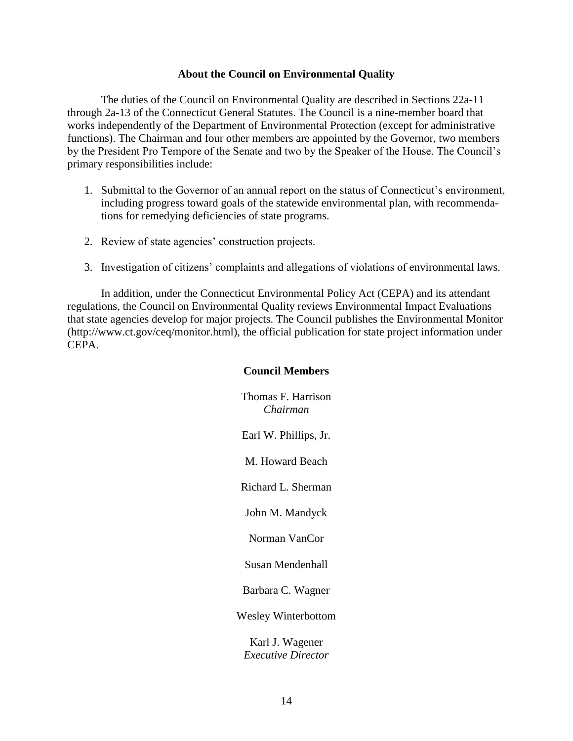## About the Council on Environmental Quality

The duties of the Council on Environmental Quality are described in Sections 22a-11 through 2a-13 of the Connecticut General Statutes. The Council is a nine-member board that works independently of the Department of Environmental Protection (except for administrative functions). The Chairman and four other members are appointed by the Governor, two members by the President Pro Tempore of the Senate and two by the Speaker of the House. The Council's primary responsibilities include:

1. Submittal to the Governor of an annual report on the status of Connecticut's environment, including progress toward goals of the statewide environmental plan, with recommendations for remedying deficiencies of state programs.

2. Review of state agencies' construction projects.

3. Investigation of citizens' complaints and allegations of violations of environmental laws.

In addition, under the Connecticut Environmental Policy Act (CEPA) and its attendant regulations, the Council on Environmental Quality reviews Environmental Impact Evaluations that state agencies develop for major projects. The Council publishes the Environmental Monitor (http://www.ct.gov/ceq/monitor.html), the official publication for state project information under CEPA.

### Council Members

Thomas F. Harrison
*Chairman*

Earl W. Phillips, Jr.

M. Howard Beach

Richard L. Sherman

John M. Mandyck

Norman VanCor

Susan Mendenhall

Barbara C. Wagner

Wesley Winterbottom

Karl J. Wagener
*Executive Director*